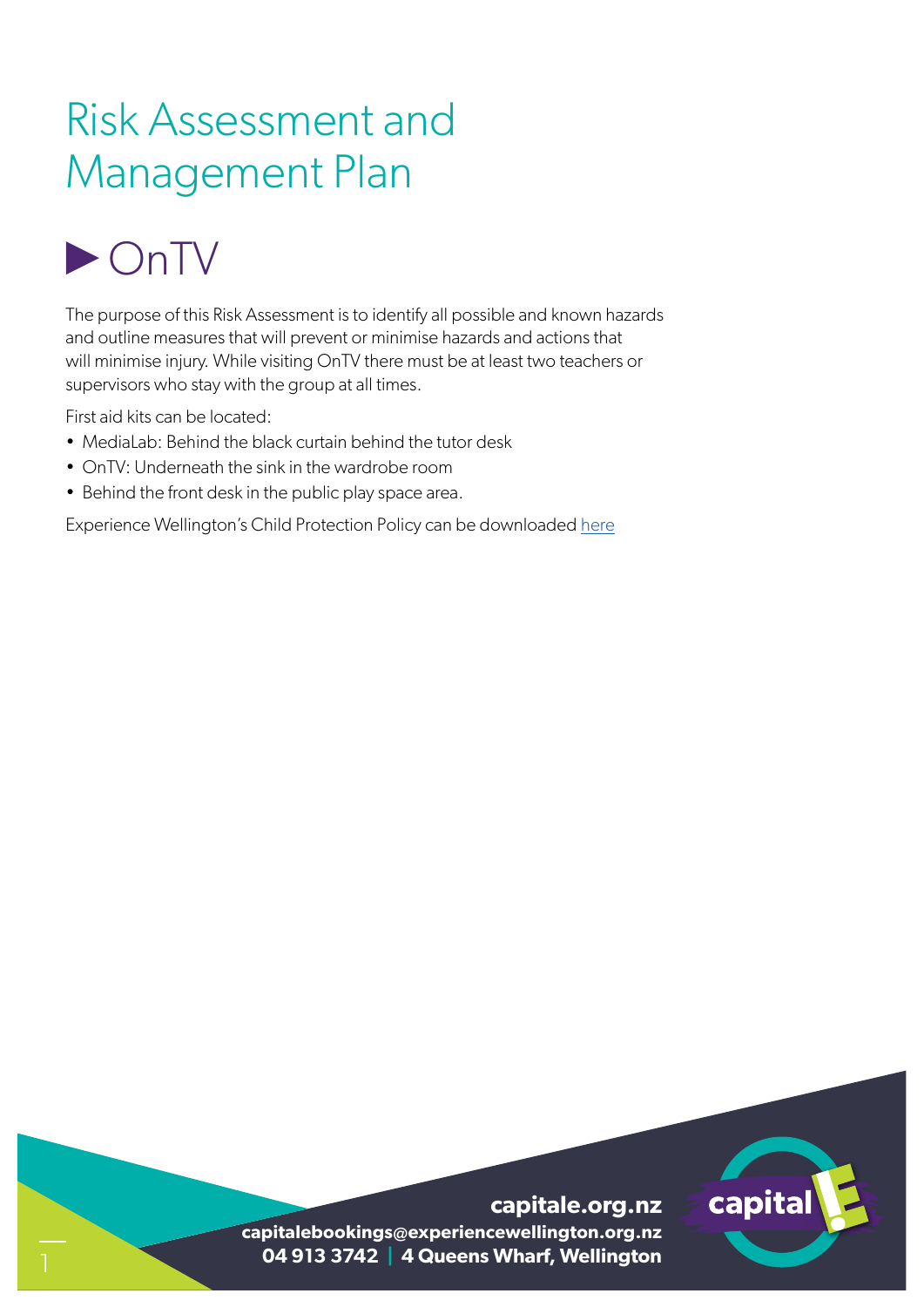# Risk Assessment and Management Plan

## ▶ OnTV

The purpose of this Risk Assessment is to identify all possible and known hazards and outline measures that will prevent or minimise hazards and actions that will minimise injury. While visiting OnTV there must be at least two teachers or supervisors who stay with the group at all times.

First aid kits can be located:

- MediaLab: Behind the black curtain behind the tutor desk
- OnTV: Underneath the sink in the wardrobe room
- Behind the front desk in the public play space area.

Experience Wellington's Child Protection Policy can be downloaded here

**capitale.org.nz**
**capitalebookings@experiencewellington.org.nz**
**04 913 3742 | 4 Queens Wharf, Wellington**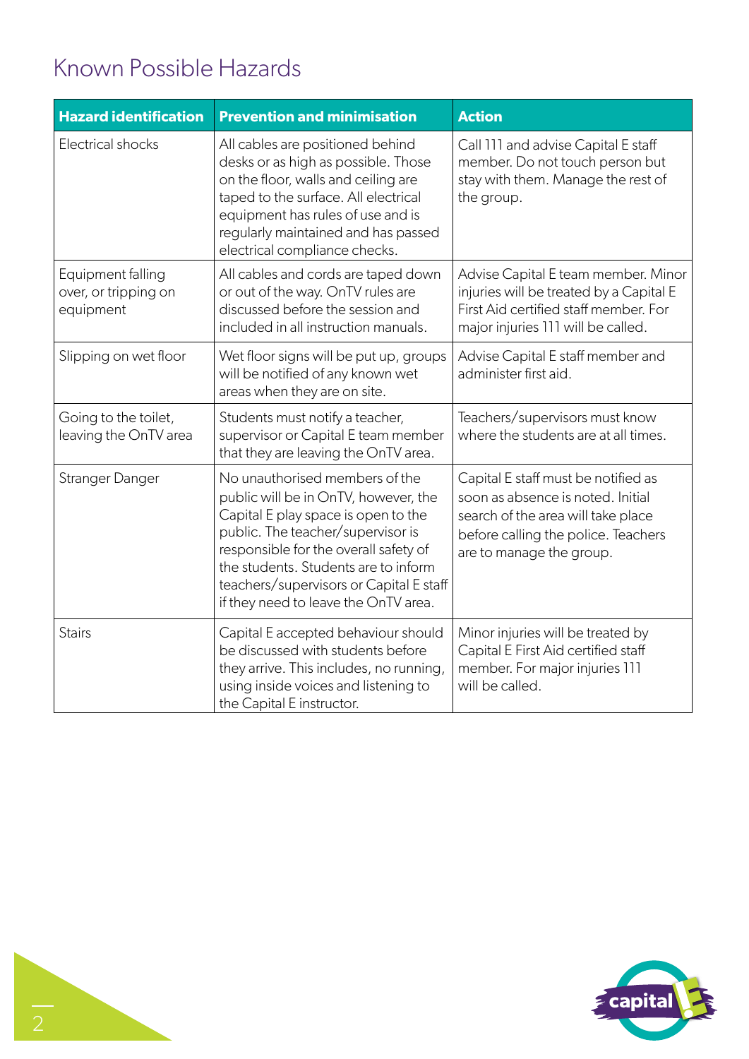## Known Possible Hazards

| Hazard identification | Prevention and minimisation | Action |
|---|---|---|
| Electrical shocks | All cables are positioned behind desks or as high as possible. Those on the floor, walls and ceiling are taped to the surface. All electrical equipment has rules of use and is regularly maintained and has passed electrical compliance checks. | Call 111 and advise Capital E staff member. Do not touch person but stay with them. Manage the rest of the group. |
| Equipment falling over, or tripping on equipment | All cables and cords are taped down or out of the way. OnTV rules are discussed before the session and included in all instruction manuals. | Advise Capital E team member. Minor injuries will be treated by a Capital E First Aid certified staff member. For major injuries 111 will be called. |
| Slipping on wet floor | Wet floor signs will be put up, groups will be notified of any known wet areas when they are on site. | Advise Capital E staff member and administer first aid. |
| Going to the toilet, leaving the OnTV area | Students must notify a teacher, supervisor or Capital E team member that they are leaving the OnTV area. | Teachers/supervisors must know where the students are at all times. |
| Stranger Danger | No unauthorised members of the public will be in OnTV, however, the Capital E play space is open to the public. The teacher/supervisor is responsible for the overall safety of the students. Students are to inform teachers/supervisors or Capital E staff if they need to leave the OnTV area. | Capital E staff must be notified as soon as absence is noted. Initial search of the area will take place before calling the police. Teachers are to manage the group. |
| Stairs | Capital E accepted behaviour should be discussed with students before they arrive. This includes, no running, using inside voices and listening to the Capital E instructor. | Minor injuries will be treated by Capital E First Aid certified staff member. For major injuries 111 will be called. |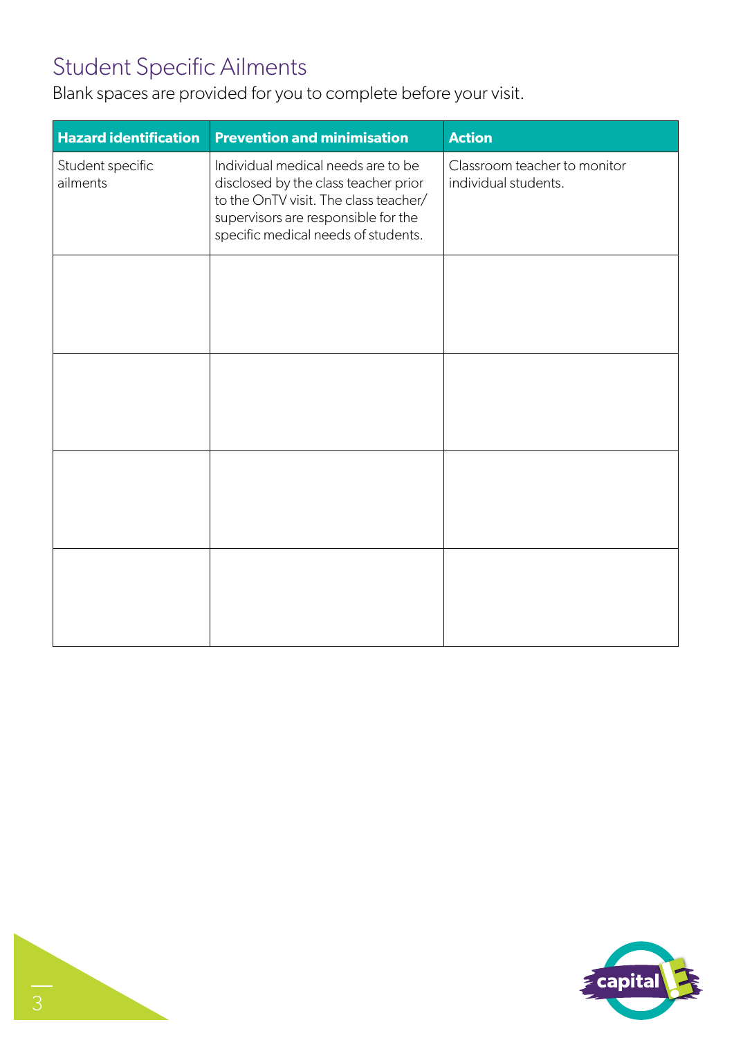## Student Specific Ailments

Blank spaces are provided for you to complete before your visit.

| Hazard identification | Prevention and minimisation | Action |
|---|---|---|
| Student specific ailments | Individual medical needs are to be disclosed by the class teacher prior to the OnTV visit. The class teacher/ supervisors are responsible for the specific medical needs of students. | Classroom teacher to monitor individual students. |
| | | |
| | | |
| | | |
| | | |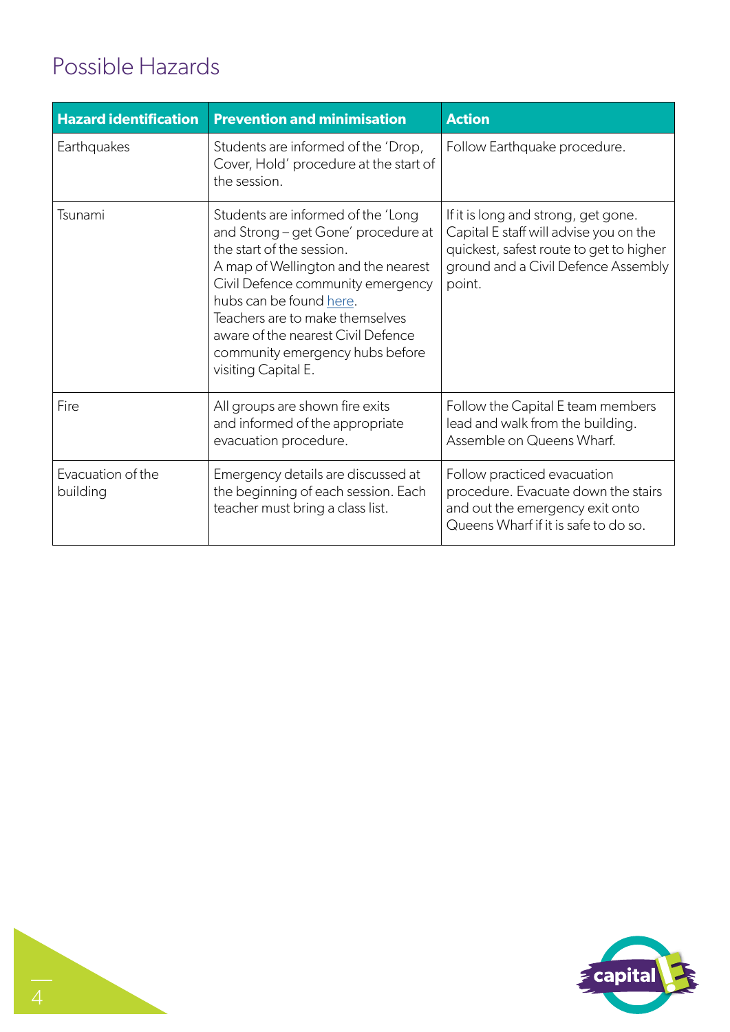## Possible Hazards

| Hazard identification | Prevention and minimisation | Action |
|---|---|---|
| Earthquakes | Students are informed of the 'Drop, Cover, Hold' procedure at the start of the session. | Follow Earthquake procedure. |
| Tsunami | Students are informed of the 'Long and Strong – get Gone' procedure at the start of the session.<br>A map of Wellington and the nearest Civil Defence community emergency hubs can be found here.<br>Teachers are to make themselves aware of the nearest Civil Defence community emergency hubs before visiting Capital E. | If it is long and strong, get gone. Capital E staff will advise you on the quickest, safest route to get to higher ground and a Civil Defence Assembly point. |
| Fire | All groups are shown fire exits and informed of the appropriate evacuation procedure. | Follow the Capital E team members lead and walk from the building. Assemble on Queens Wharf. |
| Evacuation of the building | Emergency details are discussed at the beginning of each session. Each teacher must bring a class list. | Follow practiced evacuation procedure. Evacuate down the stairs and out the emergency exit onto Queens Wharf if it is safe to do so. |